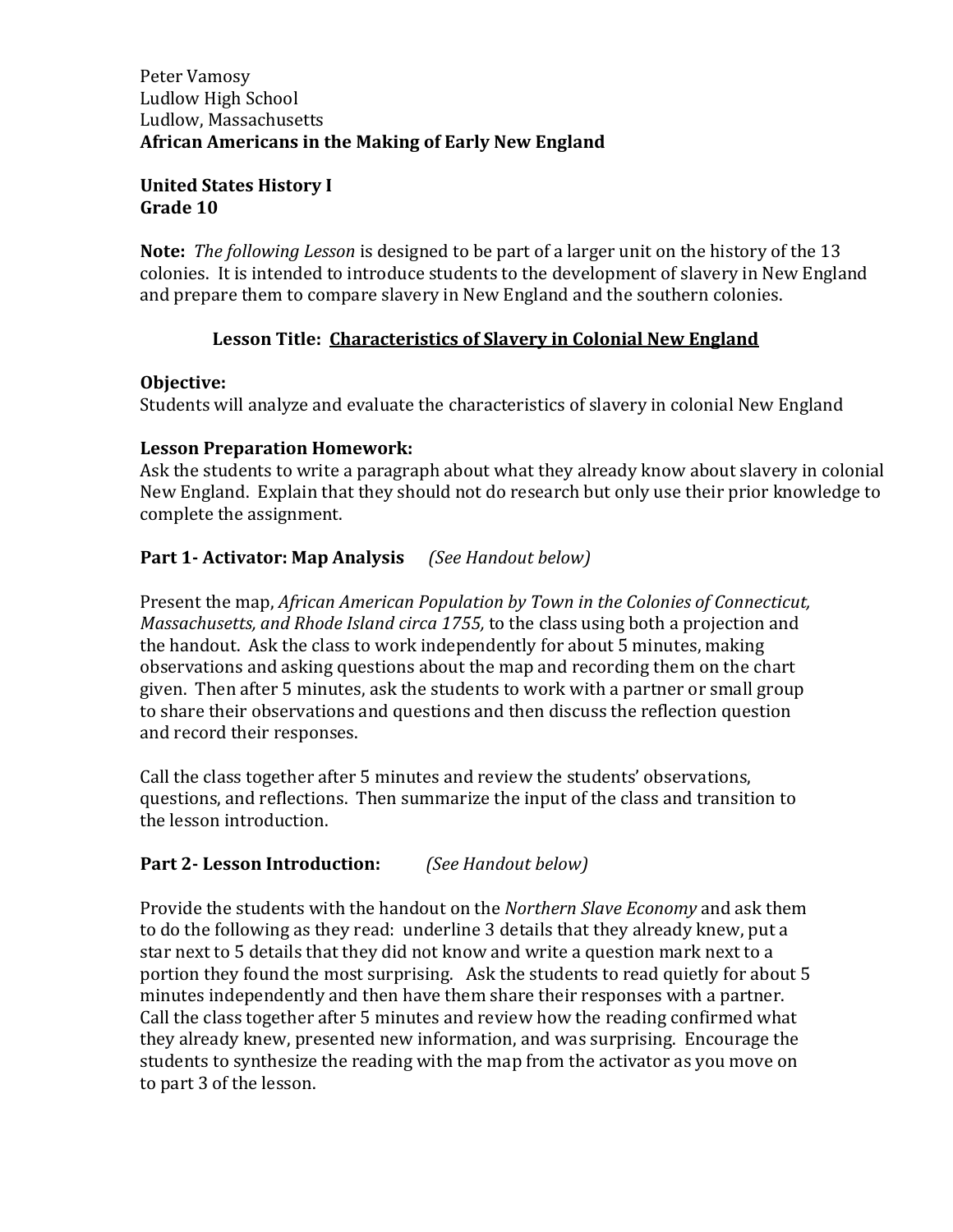Peter Vamosy
Ludlow High School
Ludlow, Massachusetts
**African Americans in the Making of Early New England**

**United States History I**
**Grade 10**

**Note:** *The following Lesson* is designed to be part of a larger unit on the history of the 13 colonies. It is intended to introduce students to the development of slavery in New England and prepare them to compare slavery in New England and the southern colonies.

## Lesson Title: <u>Characteristics of Slavery in Colonial New England</u>

**Objective:**
Students will analyze and evaluate the characteristics of slavery in colonial New England

**Lesson Preparation Homework:**
Ask the students to write a paragraph about what they already know about slavery in colonial New England. Explain that they should not do research but only use their prior knowledge to complete the assignment.

**Part 1- Activator: Map Analysis** *(See Handout below)*

Present the map, *African American Population by Town in the Colonies of Connecticut, Massachusetts, and Rhode Island circa 1755,* to the class using both a projection and the handout. Ask the class to work independently for about 5 minutes, making observations and asking questions about the map and recording them on the chart given. Then after 5 minutes, ask the students to work with a partner or small group to share their observations and questions and then discuss the reflection question and record their responses.

Call the class together after 5 minutes and review the students' observations, questions, and reflections. Then summarize the input of the class and transition to the lesson introduction.

**Part 2- Lesson Introduction:** *(See Handout below)*

Provide the students with the handout on the *Northern Slave Economy* and ask them to do the following as they read: underline 3 details that they already knew, put a star next to 5 details that they did not know and write a question mark next to a portion they found the most surprising. Ask the students to read quietly for about 5 minutes independently and then have them share their responses with a partner. Call the class together after 5 minutes and review how the reading confirmed what they already knew, presented new information, and was surprising. Encourage the students to synthesize the reading with the map from the activator as you move on to part 3 of the lesson.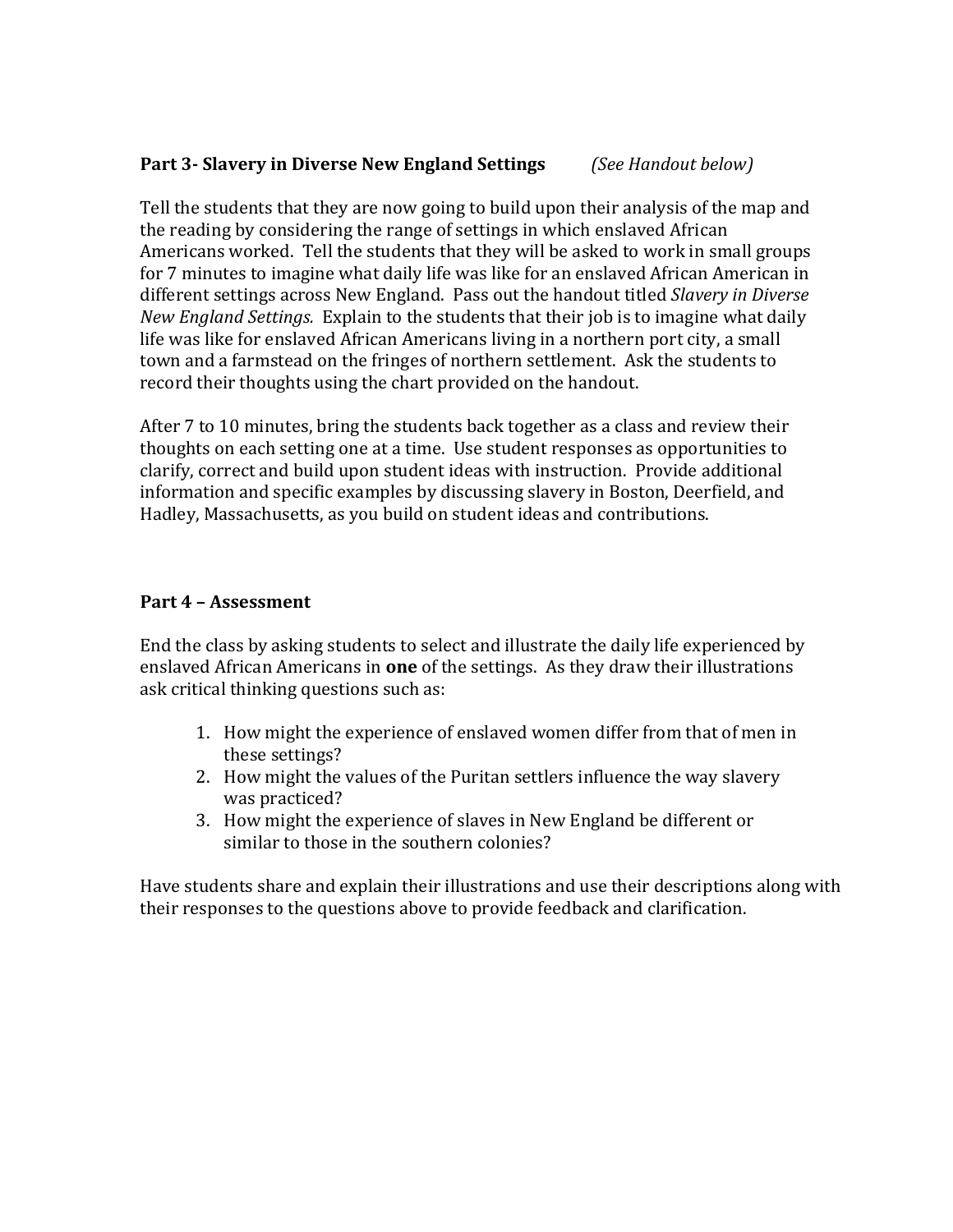**Part 3- Slavery in Diverse New England Settings** *(See Handout below)*

Tell the students that they are now going to build upon their analysis of the map and the reading by considering the range of settings in which enslaved African Americans worked. Tell the students that they will be asked to work in small groups for 7 minutes to imagine what daily life was like for an enslaved African American in different settings across New England. Pass out the handout titled *Slavery in Diverse New England Settings.* Explain to the students that their job is to imagine what daily life was like for enslaved African Americans living in a northern port city, a small town and a farmstead on the fringes of northern settlement. Ask the students to record their thoughts using the chart provided on the handout.

After 7 to 10 minutes, bring the students back together as a class and review their thoughts on each setting one at a time. Use student responses as opportunities to clarify, correct and build upon student ideas with instruction. Provide additional information and specific examples by discussing slavery in Boston, Deerfield, and Hadley, Massachusetts, as you build on student ideas and contributions.

**Part 4 – Assessment**

End the class by asking students to select and illustrate the daily life experienced by enslaved African Americans in **one** of the settings. As they draw their illustrations ask critical thinking questions such as:

1. How might the experience of enslaved women differ from that of men in these settings?
2. How might the values of the Puritan settlers influence the way slavery was practiced?
3. How might the experience of slaves in New England be different or similar to those in the southern colonies?

Have students share and explain their illustrations and use their descriptions along with their responses to the questions above to provide feedback and clarification.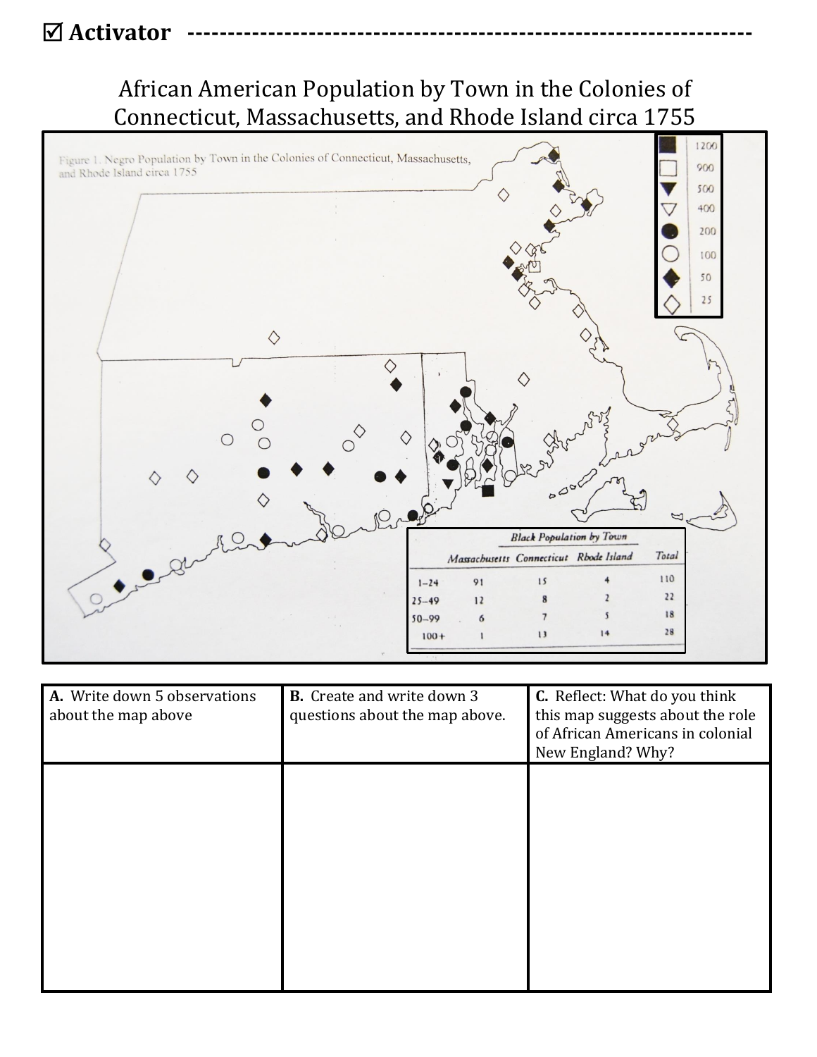☑ **Activator** ----------------------------------------------------------------------

## African American Population by Town in the Colonies of Connecticut, Massachusetts, and Rhode Island circa 1755

Figure 1. Negro Population by Town in the Colonies of Connecticut, Massachusetts, and Rhode Island circa 1755

| Symbol | Population |
| --- | --- |
| ■ | 1200 |
| □ | 900 |
| ▼ | 500 |
| ▽ | 400 |
| ● | 200 |
| ○ | 100 |
| ◆ | 50 |
| ◇ | 25 |

*Black Population by Town*

| | Massachusetts | Connecticut | Rhode Island | Total |
| --- | --- | --- | --- | --- |
| 1–24 | 91 | 15 | 4 | 110 |
| 25–49 | 12 | 8 | 2 | 22 |
| 50–99 | 6 | 7 | 5 | 18 |
| 100+ | 1 | 13 | 14 | 28 |

| **A.** Write down 5 observations about the map above | **B.** Create and write down 3 questions about the map above. | **C.** Reflect: What do you think this map suggests about the role of African Americans in colonial New England? Why? |
| --- | --- | --- |
| | | |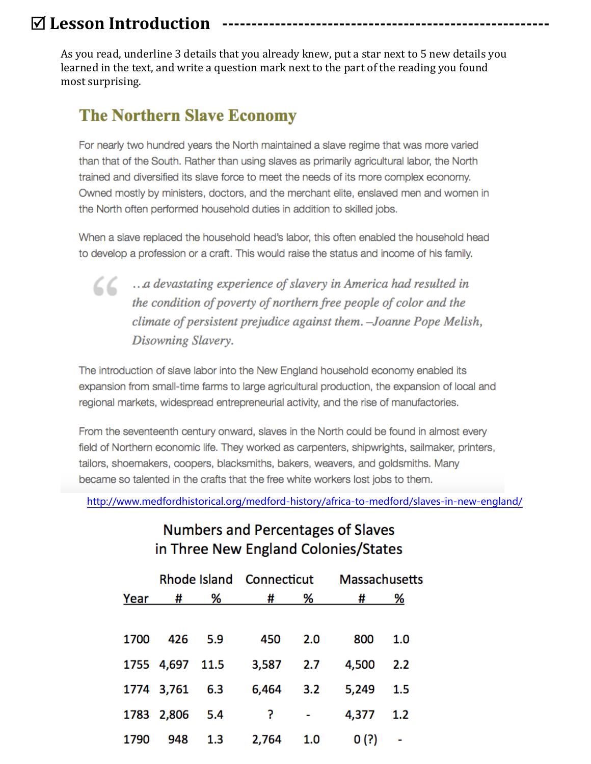## ☑ Lesson Introduction

As you read, underline 3 details that you already knew, put a star next to 5 new details you learned in the text, and write a question mark next to the part of the reading you found most surprising.

### The Northern Slave Economy

For nearly two hundred years the North maintained a slave regime that was more varied than that of the South. Rather than using slaves as primarily agricultural labor, the North trained and diversified its slave force to meet the needs of its more complex economy. Owned mostly by ministers, doctors, and the merchant elite, enslaved men and women in the North often performed household duties in addition to skilled jobs.

When a slave replaced the household head's labor, this often enabled the household head to develop a profession or a craft. This would raise the status and income of his family.

> *...a devastating experience of slavery in America had resulted in the condition of poverty of northern free people of color and the climate of persistent prejudice against them. –Joanne Pope Melish, Disowning Slavery.*

The introduction of slave labor into the New England household economy enabled its expansion from small-time farms to large agricultural production, the expansion of local and regional markets, widespread entrepreneurial activity, and the rise of manufactories.

From the seventeenth century onward, slaves in the North could be found in almost every field of Northern economic life. They worked as carpenters, shipwrights, sailmaker, printers, tailors, shoemakers, coopers, blacksmiths, bakers, weavers, and goldsmiths. Many became so talented in the crafts that the free white workers lost jobs to them.

http://www.medfordhistorical.org/medford-history/africa-to-medford/slaves-in-new-england/

**Numbers and Percentages of Slaves in Three New England Colonies/States**

| | Rhode Island | | Connecticut | | Massachusetts | |
|---|---|---|---|---|---|---|
| Year | # | % | # | % | # | % |
| 1700 | 426 | 5.9 | 450 | 2.0 | 800 | 1.0 |
| 1755 | 4,697 | 11.5 | 3,587 | 2.7 | 4,500 | 2.2 |
| 1774 | 3,761 | 6.3 | 6,464 | 3.2 | 5,249 | 1.5 |
| 1783 | 2,806 | 5.4 | ? | - | 4,377 | 1.2 |
| 1790 | 948 | 1.3 | 2,764 | 1.0 | 0 (?) | - |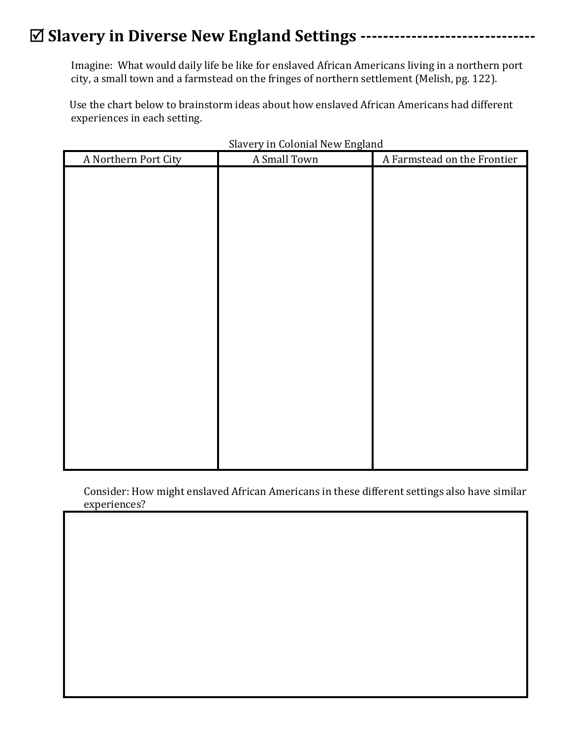## ☑ Slavery in Diverse New England Settings ------------------------------

Imagine: What would daily life be like for enslaved African Americans living in a northern port city, a small town and a farmstead on the fringes of northern settlement (Melish, pg. 122).

Use the chart below to brainstorm ideas about how enslaved African Americans had different experiences in each setting.

Slavery in Colonial New England

| A Northern Port City | A Small Town | A Farmstead on the Frontier |
|---|---|---|
| | | |

Consider: How might enslaved African Americans in these different settings also have similar experiences?

| |
|---|
| |